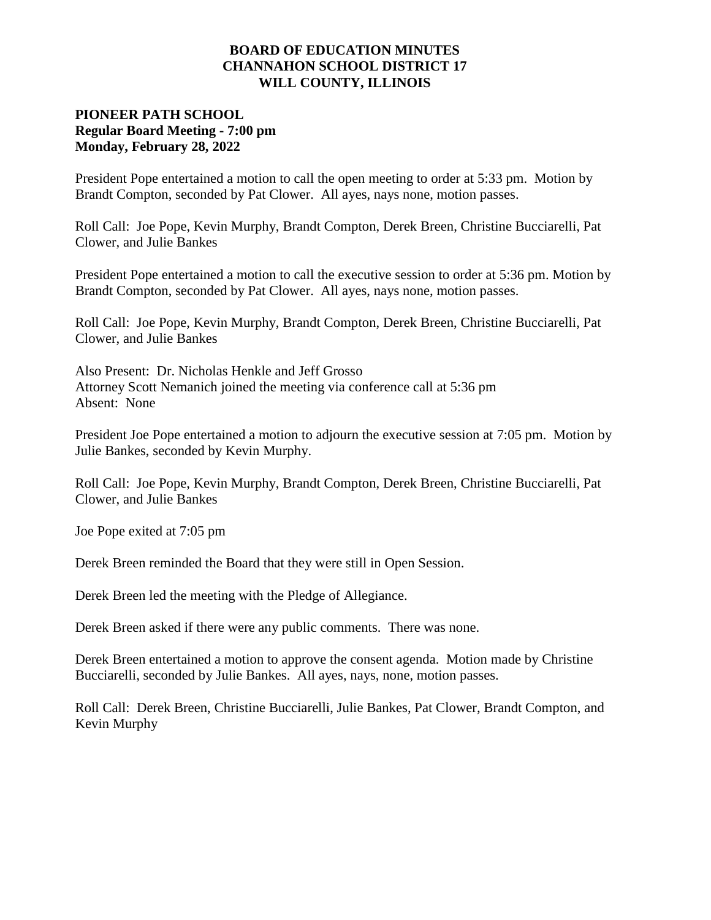# BOARD OF EDUCATION MINUTES
# CHANNAHON SCHOOL DISTRICT 17
# WILL COUNTY, ILLINOIS

**PIONEER PATH SCHOOL**
**Regular Board Meeting - 7:00 pm**
**Monday, February 28, 2022**

President Pope entertained a motion to call the open meeting to order at 5:33 pm. Motion by Brandt Compton, seconded by Pat Clower. All ayes, nays none, motion passes.

Roll Call: Joe Pope, Kevin Murphy, Brandt Compton, Derek Breen, Christine Bucciarelli, Pat Clower, and Julie Bankes

President Pope entertained a motion to call the executive session to order at 5:36 pm. Motion by Brandt Compton, seconded by Pat Clower. All ayes, nays none, motion passes.

Roll Call: Joe Pope, Kevin Murphy, Brandt Compton, Derek Breen, Christine Bucciarelli, Pat Clower, and Julie Bankes

Also Present: Dr. Nicholas Henkle and Jeff Grosso
Attorney Scott Nemanich joined the meeting via conference call at 5:36 pm
Absent: None

President Joe Pope entertained a motion to adjourn the executive session at 7:05 pm. Motion by Julie Bankes, seconded by Kevin Murphy.

Roll Call: Joe Pope, Kevin Murphy, Brandt Compton, Derek Breen, Christine Bucciarelli, Pat Clower, and Julie Bankes

Joe Pope exited at 7:05 pm

Derek Breen reminded the Board that they were still in Open Session.

Derek Breen led the meeting with the Pledge of Allegiance.

Derek Breen asked if there were any public comments. There was none.

Derek Breen entertained a motion to approve the consent agenda. Motion made by Christine Bucciarelli, seconded by Julie Bankes. All ayes, nays, none, motion passes.

Roll Call: Derek Breen, Christine Bucciarelli, Julie Bankes, Pat Clower, Brandt Compton, and Kevin Murphy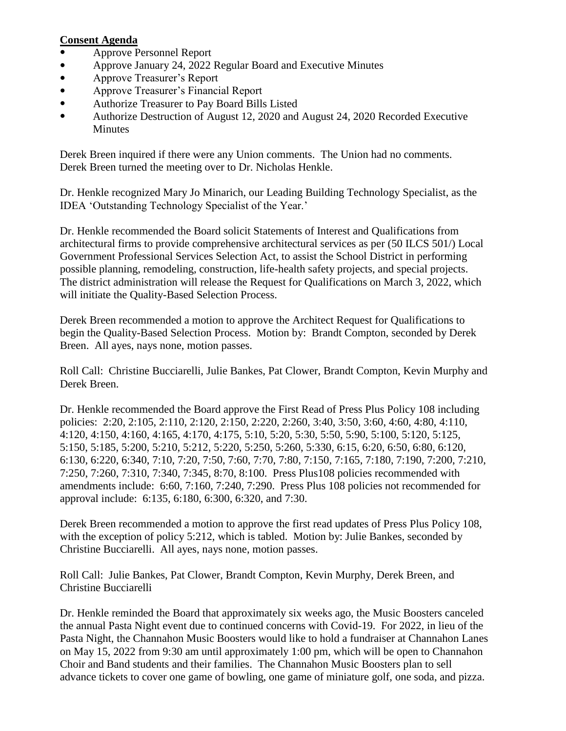**Consent Agenda**

- Approve Personnel Report
- Approve January 24, 2022 Regular Board and Executive Minutes
- Approve Treasurer's Report
- Approve Treasurer's Financial Report
- Authorize Treasurer to Pay Board Bills Listed
- Authorize Destruction of August 12, 2020 and August 24, 2020 Recorded Executive Minutes

Derek Breen inquired if there were any Union comments. The Union had no comments. Derek Breen turned the meeting over to Dr. Nicholas Henkle.

Dr. Henkle recognized Mary Jo Minarich, our Leading Building Technology Specialist, as the IDEA 'Outstanding Technology Specialist of the Year.'

Dr. Henkle recommended the Board solicit Statements of Interest and Qualifications from architectural firms to provide comprehensive architectural services as per (50 ILCS 501/) Local Government Professional Services Selection Act, to assist the School District in performing possible planning, remodeling, construction, life-health safety projects, and special projects. The district administration will release the Request for Qualifications on March 3, 2022, which will initiate the Quality-Based Selection Process.

Derek Breen recommended a motion to approve the Architect Request for Qualifications to begin the Quality-Based Selection Process. Motion by: Brandt Compton, seconded by Derek Breen. All ayes, nays none, motion passes.

Roll Call: Christine Bucciarelli, Julie Bankes, Pat Clower, Brandt Compton, Kevin Murphy and Derek Breen.

Dr. Henkle recommended the Board approve the First Read of Press Plus Policy 108 including policies: 2:20, 2:105, 2:110, 2:120, 2:150, 2:220, 2:260, 3:40, 3:50, 3:60, 4:60, 4:80, 4:110, 4:120, 4:150, 4:160, 4:165, 4:170, 4:175, 5:10, 5:20, 5:30, 5:50, 5:90, 5:100, 5:120, 5:125, 5:150, 5:185, 5:200, 5:210, 5:212, 5:220, 5:250, 5:260, 5:330, 6:15, 6:20, 6:50, 6:80, 6:120, 6:130, 6:220, 6:340, 7:10, 7:20, 7:50, 7:60, 7:70, 7:80, 7:150, 7:165, 7:180, 7:190, 7:200, 7:210, 7:250, 7:260, 7:310, 7:340, 7:345, 8:70, 8:100. Press Plus108 policies recommended with amendments include: 6:60, 7:160, 7:240, 7:290. Press Plus 108 policies not recommended for approval include: 6:135, 6:180, 6:300, 6:320, and 7:30.

Derek Breen recommended a motion to approve the first read updates of Press Plus Policy 108, with the exception of policy 5:212, which is tabled. Motion by: Julie Bankes, seconded by Christine Bucciarelli. All ayes, nays none, motion passes.

Roll Call: Julie Bankes, Pat Clower, Brandt Compton, Kevin Murphy, Derek Breen, and Christine Bucciarelli

Dr. Henkle reminded the Board that approximately six weeks ago, the Music Boosters canceled the annual Pasta Night event due to continued concerns with Covid-19. For 2022, in lieu of the Pasta Night, the Channahon Music Boosters would like to hold a fundraiser at Channahon Lanes on May 15, 2022 from 9:30 am until approximately 1:00 pm, which will be open to Channahon Choir and Band students and their families. The Channahon Music Boosters plan to sell advance tickets to cover one game of bowling, one game of miniature golf, one soda, and pizza.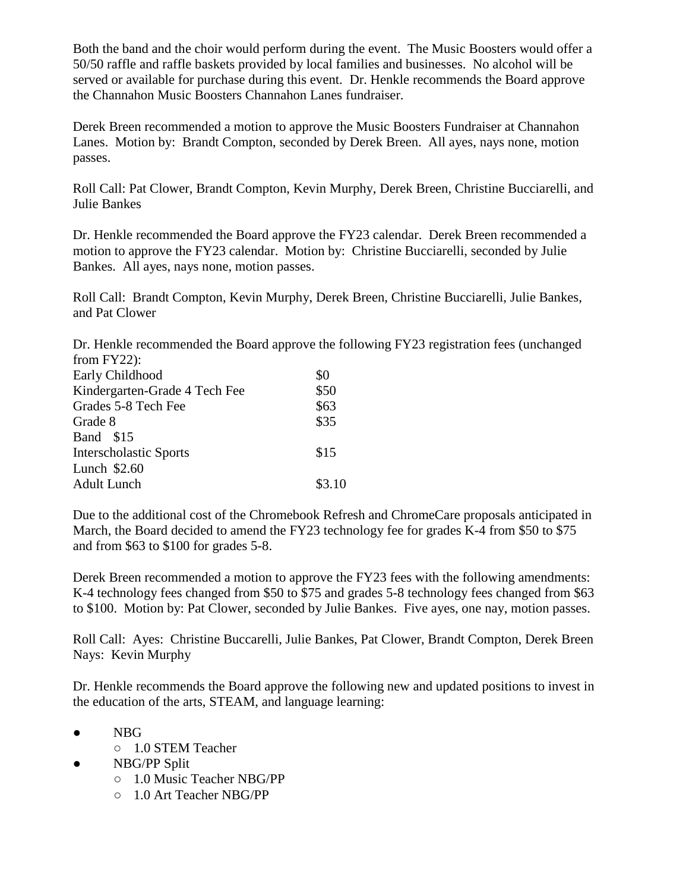Both the band and the choir would perform during the event. The Music Boosters would offer a 50/50 raffle and raffle baskets provided by local families and businesses. No alcohol will be served or available for purchase during this event. Dr. Henkle recommends the Board approve the Channahon Music Boosters Channahon Lanes fundraiser.

Derek Breen recommended a motion to approve the Music Boosters Fundraiser at Channahon Lanes. Motion by: Brandt Compton, seconded by Derek Breen. All ayes, nays none, motion passes.

Roll Call: Pat Clower, Brandt Compton, Kevin Murphy, Derek Breen, Christine Bucciarelli, and Julie Bankes

Dr. Henkle recommended the Board approve the FY23 calendar. Derek Breen recommended a motion to approve the FY23 calendar. Motion by: Christine Bucciarelli, seconded by Julie Bankes. All ayes, nays none, motion passes.

Roll Call: Brandt Compton, Kevin Murphy, Derek Breen, Christine Bucciarelli, Julie Bankes, and Pat Clower

Dr. Henkle recommended the Board approve the following FY23 registration fees (unchanged from FY22):

| | |
|---|---|
| Early Childhood | $0 |
| Kindergarten-Grade 4 Tech Fee | $50 |
| Grades 5-8 Tech Fee | $63 |
| Grade 8 | $35 |
| Band $15 | |
| Interscholastic Sports | $15 |
| Lunch $2.60 | |
| Adult Lunch | $3.10 |

Due to the additional cost of the Chromebook Refresh and ChromeCare proposals anticipated in March, the Board decided to amend the FY23 technology fee for grades K-4 from $50 to $75 and from $63 to $100 for grades 5-8.

Derek Breen recommended a motion to approve the FY23 fees with the following amendments: K-4 technology fees changed from $50 to $75 and grades 5-8 technology fees changed from $63 to $100. Motion by: Pat Clower, seconded by Julie Bankes. Five ayes, one nay, motion passes.

Roll Call: Ayes: Christine Buccarelli, Julie Bankes, Pat Clower, Brandt Compton, Derek Breen
Nays: Kevin Murphy

Dr. Henkle recommends the Board approve the following new and updated positions to invest in the education of the arts, STEAM, and language learning:

- NBG
  - 1.0 STEM Teacher
- NBG/PP Split
  - 1.0 Music Teacher NBG/PP
  - 1.0 Art Teacher NBG/PP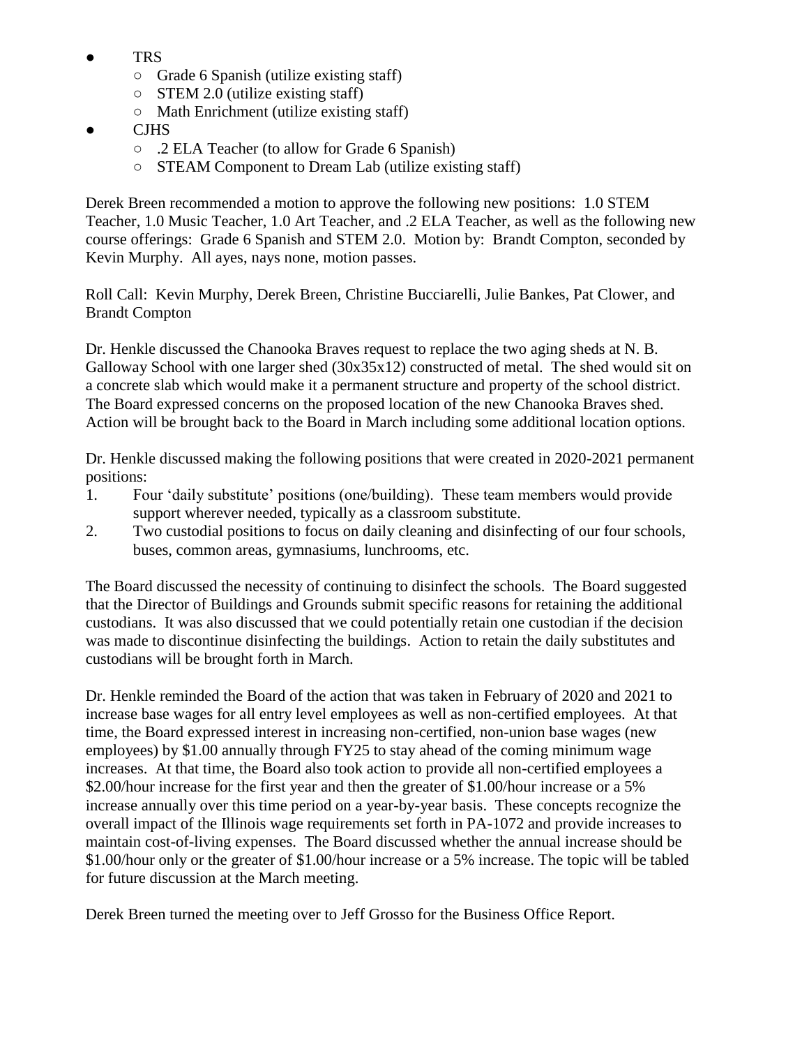- TRS
  - Grade 6 Spanish (utilize existing staff)
  - STEM 2.0 (utilize existing staff)
  - Math Enrichment (utilize existing staff)
- CJHS
  - .2 ELA Teacher (to allow for Grade 6 Spanish)
  - STEAM Component to Dream Lab (utilize existing staff)

Derek Breen recommended a motion to approve the following new positions: 1.0 STEM Teacher, 1.0 Music Teacher, 1.0 Art Teacher, and .2 ELA Teacher, as well as the following new course offerings: Grade 6 Spanish and STEM 2.0. Motion by: Brandt Compton, seconded by Kevin Murphy. All ayes, nays none, motion passes.

Roll Call: Kevin Murphy, Derek Breen, Christine Bucciarelli, Julie Bankes, Pat Clower, and Brandt Compton

Dr. Henkle discussed the Chanooka Braves request to replace the two aging sheds at N. B. Galloway School with one larger shed (30x35x12) constructed of metal. The shed would sit on a concrete slab which would make it a permanent structure and property of the school district. The Board expressed concerns on the proposed location of the new Chanooka Braves shed. Action will be brought back to the Board in March including some additional location options.

Dr. Henkle discussed making the following positions that were created in 2020-2021 permanent positions:

1. Four 'daily substitute' positions (one/building). These team members would provide support wherever needed, typically as a classroom substitute.
2. Two custodial positions to focus on daily cleaning and disinfecting of our four schools, buses, common areas, gymnasiums, lunchrooms, etc.

The Board discussed the necessity of continuing to disinfect the schools. The Board suggested that the Director of Buildings and Grounds submit specific reasons for retaining the additional custodians. It was also discussed that we could potentially retain one custodian if the decision was made to discontinue disinfecting the buildings. Action to retain the daily substitutes and custodians will be brought forth in March.

Dr. Henkle reminded the Board of the action that was taken in February of 2020 and 2021 to increase base wages for all entry level employees as well as non-certified employees. At that time, the Board expressed interest in increasing non-certified, non-union base wages (new employees) by $1.00 annually through FY25 to stay ahead of the coming minimum wage increases. At that time, the Board also took action to provide all non-certified employees a $2.00/hour increase for the first year and then the greater of $1.00/hour increase or a 5% increase annually over this time period on a year-by-year basis. These concepts recognize the overall impact of the Illinois wage requirements set forth in PA-1072 and provide increases to maintain cost-of-living expenses. The Board discussed whether the annual increase should be $1.00/hour only or the greater of $1.00/hour increase or a 5% increase. The topic will be tabled for future discussion at the March meeting.

Derek Breen turned the meeting over to Jeff Grosso for the Business Office Report.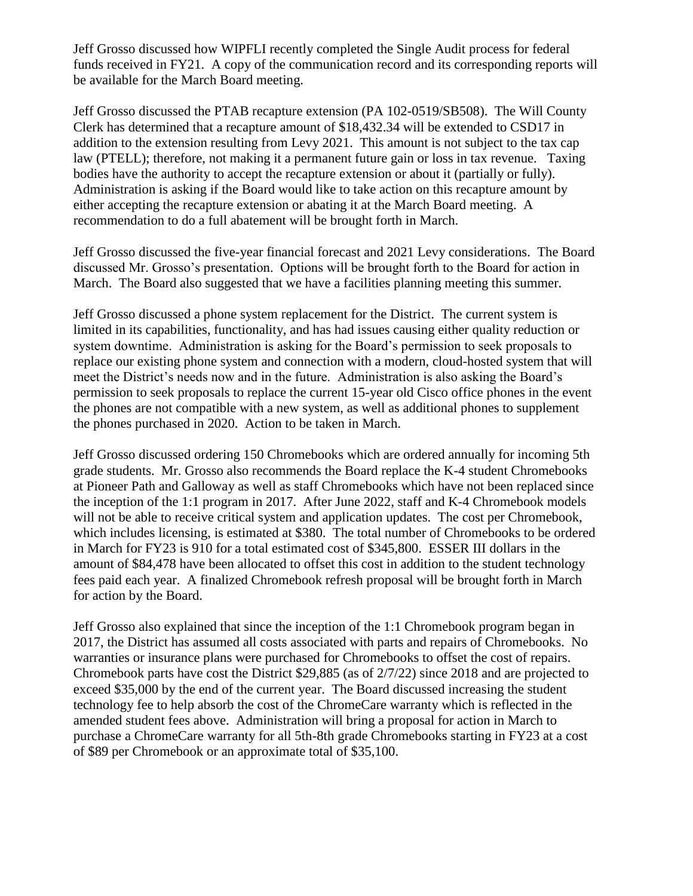Jeff Grosso discussed how WIPFLI recently completed the Single Audit process for federal funds received in FY21. A copy of the communication record and its corresponding reports will be available for the March Board meeting.

Jeff Grosso discussed the PTAB recapture extension (PA 102-0519/SB508). The Will County Clerk has determined that a recapture amount of $18,432.34 will be extended to CSD17 in addition to the extension resulting from Levy 2021. This amount is not subject to the tax cap law (PTELL); therefore, not making it a permanent future gain or loss in tax revenue. Taxing bodies have the authority to accept the recapture extension or about it (partially or fully). Administration is asking if the Board would like to take action on this recapture amount by either accepting the recapture extension or abating it at the March Board meeting. A recommendation to do a full abatement will be brought forth in March.

Jeff Grosso discussed the five-year financial forecast and 2021 Levy considerations. The Board discussed Mr. Grosso's presentation. Options will be brought forth to the Board for action in March. The Board also suggested that we have a facilities planning meeting this summer.

Jeff Grosso discussed a phone system replacement for the District. The current system is limited in its capabilities, functionality, and has had issues causing either quality reduction or system downtime. Administration is asking for the Board's permission to seek proposals to replace our existing phone system and connection with a modern, cloud-hosted system that will meet the District's needs now and in the future. Administration is also asking the Board's permission to seek proposals to replace the current 15-year old Cisco office phones in the event the phones are not compatible with a new system, as well as additional phones to supplement the phones purchased in 2020. Action to be taken in March.

Jeff Grosso discussed ordering 150 Chromebooks which are ordered annually for incoming 5th grade students. Mr. Grosso also recommends the Board replace the K-4 student Chromebooks at Pioneer Path and Galloway as well as staff Chromebooks which have not been replaced since the inception of the 1:1 program in 2017. After June 2022, staff and K-4 Chromebook models will not be able to receive critical system and application updates. The cost per Chromebook, which includes licensing, is estimated at $380. The total number of Chromebooks to be ordered in March for FY23 is 910 for a total estimated cost of $345,800. ESSER III dollars in the amount of $84,478 have been allocated to offset this cost in addition to the student technology fees paid each year. A finalized Chromebook refresh proposal will be brought forth in March for action by the Board.

Jeff Grosso also explained that since the inception of the 1:1 Chromebook program began in 2017, the District has assumed all costs associated with parts and repairs of Chromebooks. No warranties or insurance plans were purchased for Chromebooks to offset the cost of repairs. Chromebook parts have cost the District $29,885 (as of 2/7/22) since 2018 and are projected to exceed $35,000 by the end of the current year. The Board discussed increasing the student technology fee to help absorb the cost of the ChromeCare warranty which is reflected in the amended student fees above. Administration will bring a proposal for action in March to purchase a ChromeCare warranty for all 5th-8th grade Chromebooks starting in FY23 at a cost of $89 per Chromebook or an approximate total of $35,100.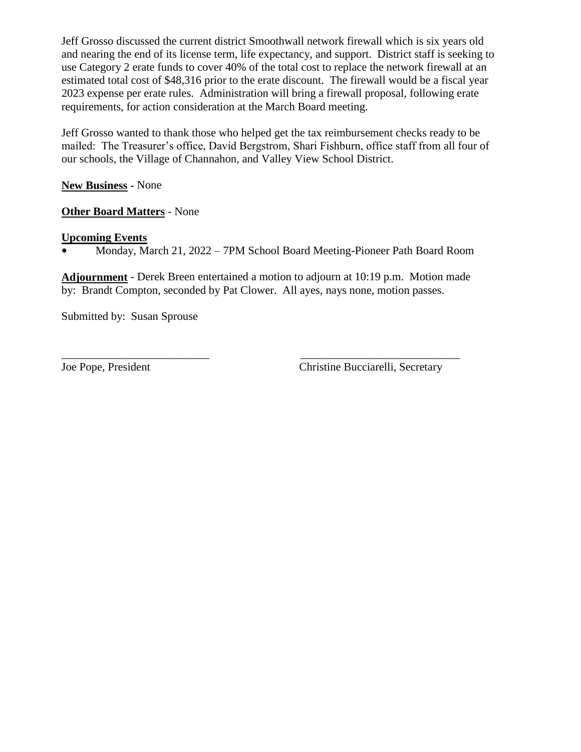Jeff Grosso discussed the current district Smoothwall network firewall which is six years old and nearing the end of its license term, life expectancy, and support. District staff is seeking to use Category 2 erate funds to cover 40% of the total cost to replace the network firewall at an estimated total cost of $48,316 prior to the erate discount. The firewall would be a fiscal year 2023 expense per erate rules. Administration will bring a firewall proposal, following erate requirements, for action consideration at the March Board meeting.

Jeff Grosso wanted to thank those who helped get the tax reimbursement checks ready to be mailed: The Treasurer's office, David Bergstrom, Shari Fishburn, office staff from all four of our schools, the Village of Channahon, and Valley View School District.

**New Business** - None

**Other Board Matters** - None

**Upcoming Events**

- Monday, March 21, 2022 – 7PM School Board Meeting-Pioneer Path Board Room

**Adjournment** - Derek Breen entertained a motion to adjourn at 10:19 p.m. Motion made by: Brandt Compton, seconded by Pat Clower. All ayes, nays none, motion passes.

Submitted by: Susan Sprouse

___________________________ ___________________________

Joe Pope, President Christine Bucciarelli, Secretary